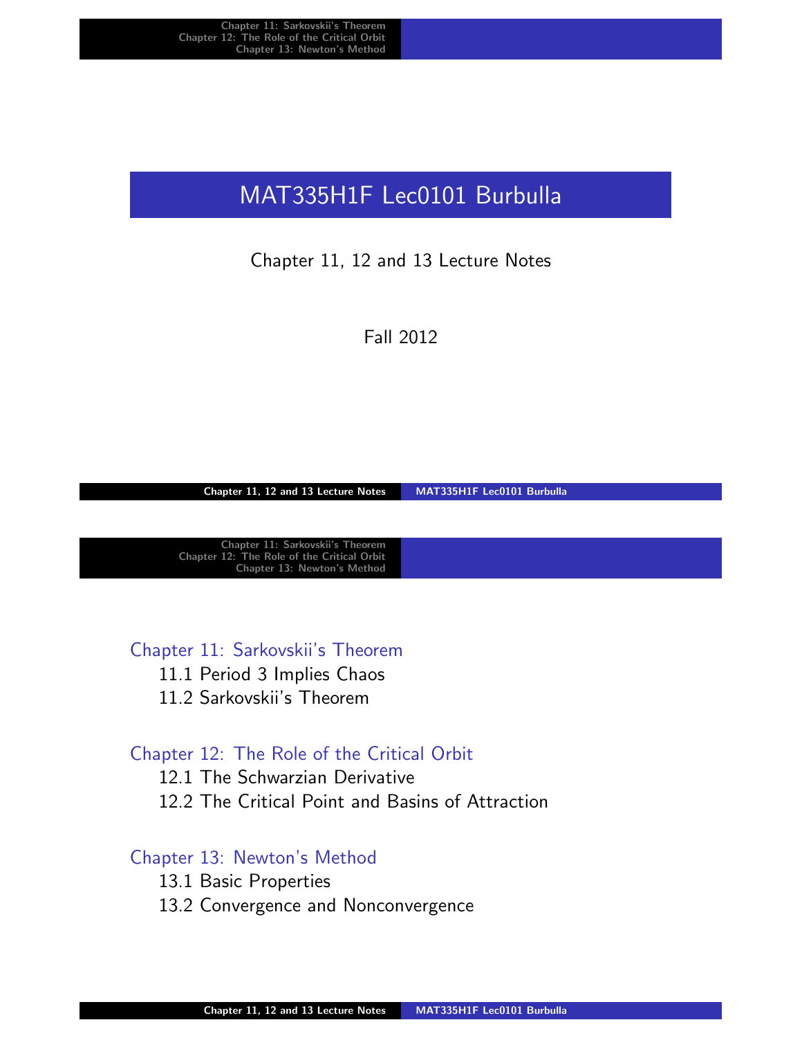# MAT335H1F Lec0101 Burbulla

Chapter 11, 12 and 13 Lecture Notes

Fall 2012

---

## Chapter 11: Sarkovskii's Theorem

- 11.1 Period 3 Implies Chaos
- 11.2 Sarkovskii's Theorem

## Chapter 12: The Role of the Critical Orbit

- 12.1 The Schwarzian Derivative
- 12.2 The Critical Point and Basins of Attraction

## Chapter 13: Newton's Method

- 13.1 Basic Properties
- 13.2 Convergence and Nonconvergence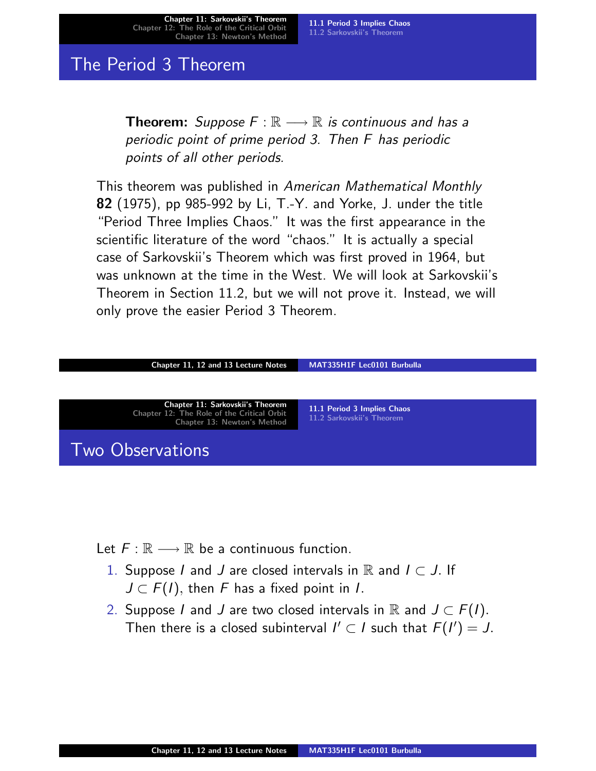## The Period 3 Theorem

**Theorem:** *Suppose $F : \mathbb{R} \longrightarrow \mathbb{R}$ is continuous and has a periodic point of prime period 3. Then $F$ has periodic points of all other periods.*

This theorem was published in *American Mathematical Monthly* **82** (1975), pp 985-992 by Li, T.-Y. and Yorke, J. under the title "Period Three Implies Chaos." It was the first appearance in the scientific literature of the word "chaos." It is actually a special case of Sarkovskii's Theorem which was first proved in 1964, but was unknown at the time in the West. We will look at Sarkovskii's Theorem in Section 11.2, but we will not prove it. Instead, we will only prove the easier Period 3 Theorem.

## Two Observations

Let $F : \mathbb{R} \longrightarrow \mathbb{R}$ be a continuous function.

1. Suppose $I$ and $J$ are closed intervals in $\mathbb{R}$ and $I \subset J$. If $J \subset F(I)$, then $F$ has a fixed point in $I$.
2. Suppose $I$ and $J$ are two closed intervals in $\mathbb{R}$ and $J \subset F(I)$. Then there is a closed subinterval $I' \subset I$ such that $F(I') = J$.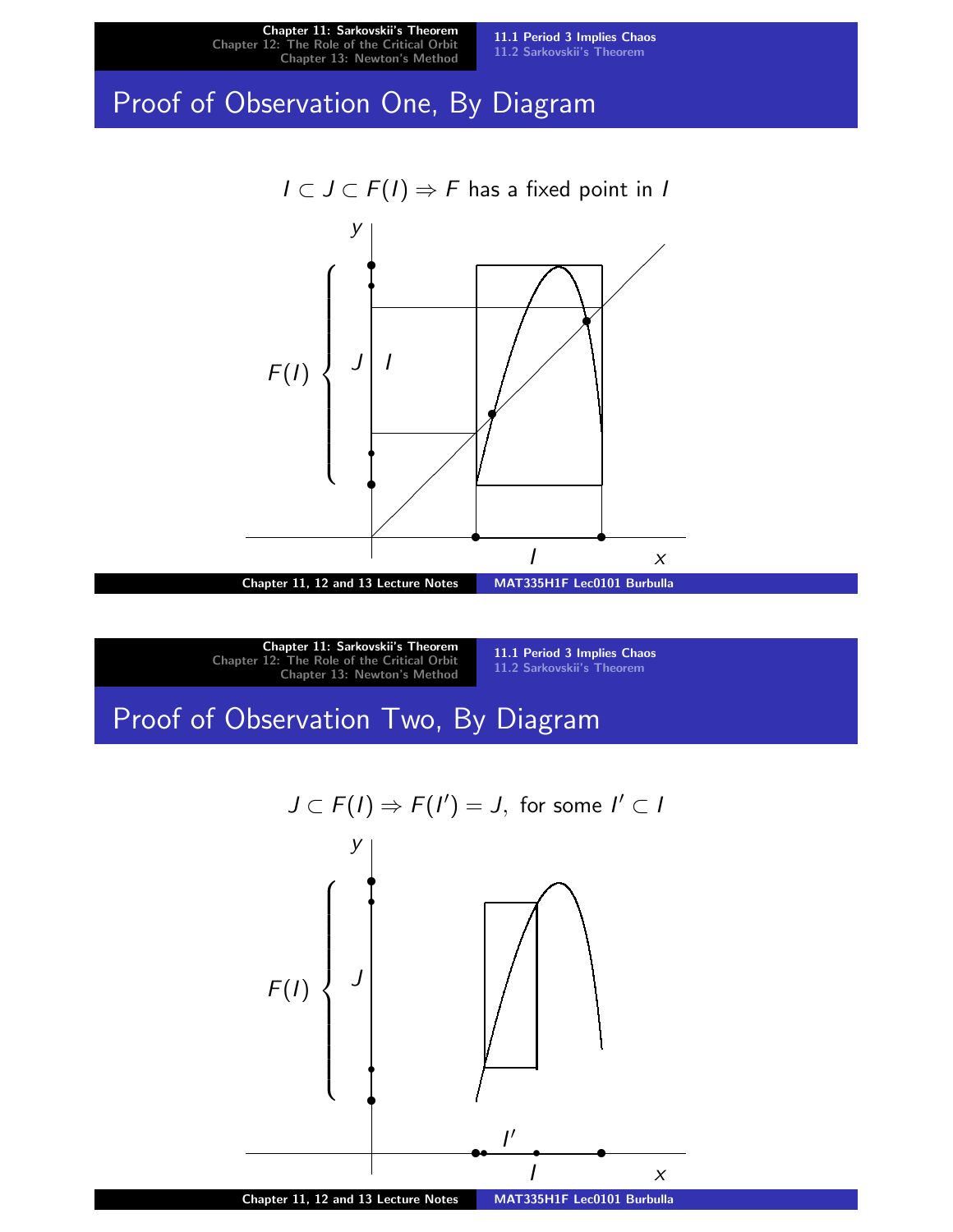## Proof of Observation One, By Diagram

$$I \subset J \subset F(I) \Rightarrow F \text{ has a fixed point in } I$$

## Proof of Observation Two, By Diagram

$$J \subset F(I) \Rightarrow F(I') = J, \text{ for some } I' \subset I$$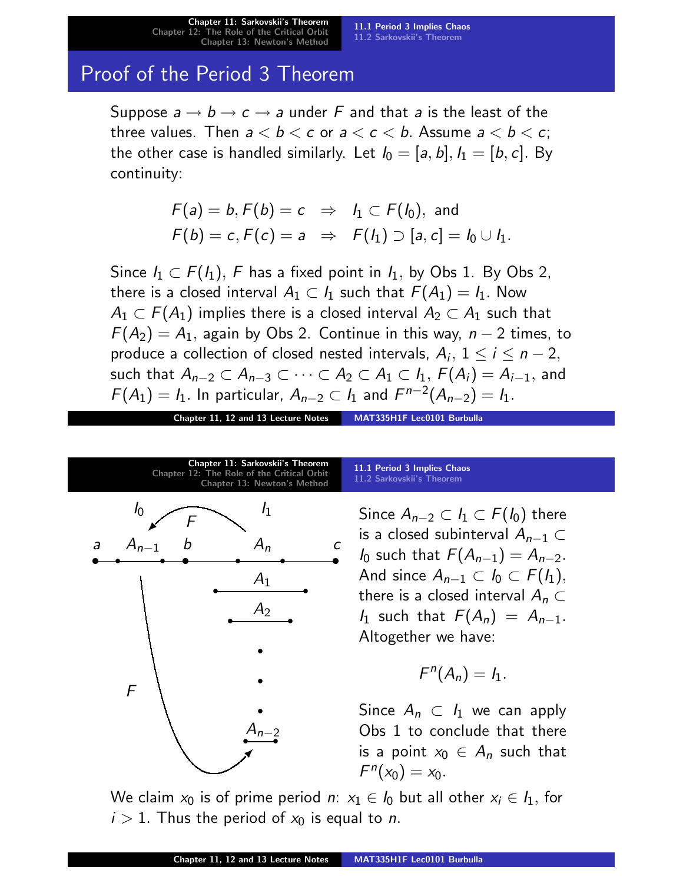## Proof of the Period 3 Theorem

Suppose $a \to b \to c \to a$ under $F$ and that $a$ is the least of the three values. Then $a < b < c$ or $a < c < b$. Assume $a < b < c$; the other case is handled similarly. Let $I_0 = [a, b], I_1 = [b, c]$. By continuity:

$$F(a) = b, F(b) = c \quad \Rightarrow \quad I_1 \subset F(I_0), \text{ and}$$
$$F(b) = c, F(c) = a \quad \Rightarrow \quad F(I_1) \supset [a, c] = I_0 \cup I_1.$$

Since $I_1 \subset F(I_1)$, $F$ has a fixed point in $I_1$, by Obs 1. By Obs 2, there is a closed interval $A_1 \subset I_1$ such that $F(A_1) = I_1$. Now $A_1 \subset F(A_1)$ implies there is a closed interval $A_2 \subset A_1$ such that $F(A_2) = A_1$, again by Obs 2. Continue in this way, $n - 2$ times, to produce a collection of closed nested intervals, $A_i$, $1 \leq i \leq n - 2$, such that $A_{n-2} \subset A_{n-3} \subset \cdots \subset A_2 \subset A_1 \subset I_1$, $F(A_i) = A_{i-1}$, and $F(A_1) = I_1$. In particular, $A_{n-2} \subset I_1$ and $F^{n-2}(A_{n-2}) = I_1$.

Since $A_{n-2} \subset I_1 \subset F(I_0)$ there is a closed subinterval $A_{n-1} \subset I_0$ such that $F(A_{n-1}) = A_{n-2}$. And since $A_{n-1} \subset I_0 \subset F(I_1)$, there is a closed interval $A_n \subset I_1$ such that $F(A_n) = A_{n-1}$. Altogether we have:

$$F^n(A_n) = I_1.$$

Since $A_n \subset I_1$ we can apply Obs 1 to conclude that there is a point $x_0 \in A_n$ such that $F^n(x_0) = x_0$.

We claim $x_0$ is of prime period $n$: $x_1 \in I_0$ but all other $x_i \in I_1$, for $i > 1$. Thus the period of $x_0$ is equal to $n$.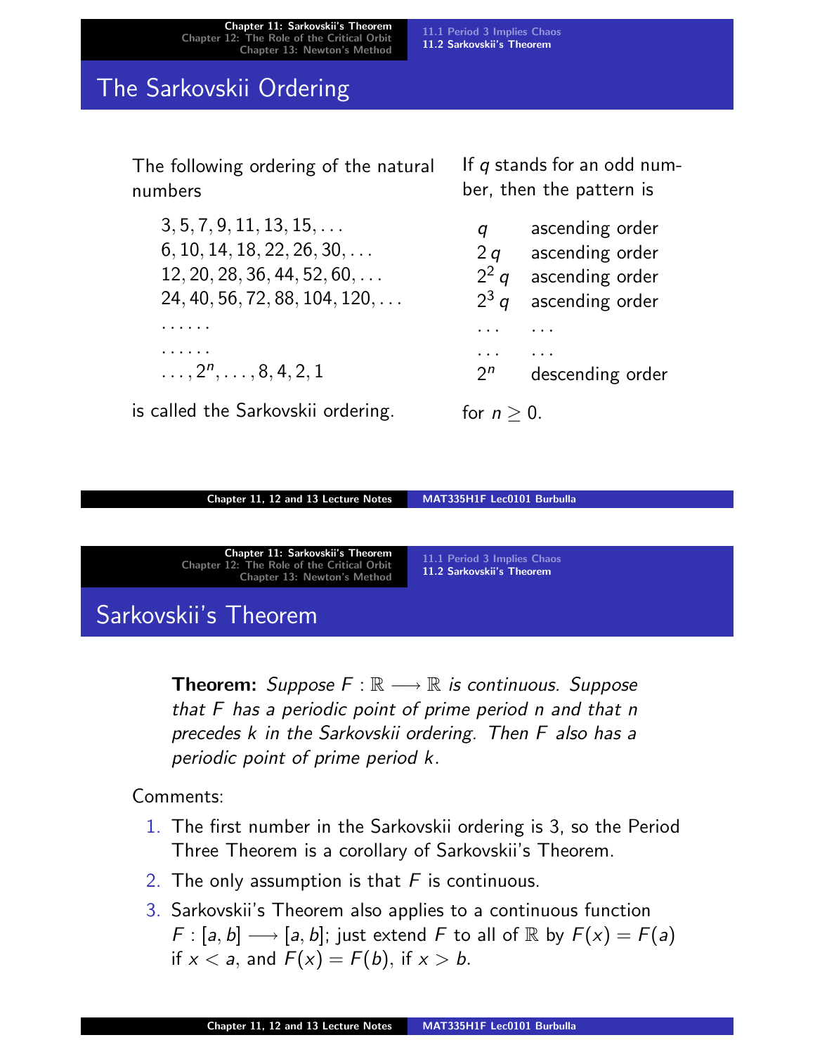## The Sarkovskii Ordering

The following ordering of the natural numbers

$3, 5, 7, 9, 11, 13, 15, \ldots$
$6, 10, 14, 18, 22, 26, 30, \ldots$
$12, 20, 28, 36, 44, 52, 60, \ldots$
$24, 40, 56, 72, 88, 104, 120, \ldots$
$\ldots\ldots$
$\ldots\ldots$
$\ldots, 2^n, \ldots, 8, 4, 2, 1$

is called the Sarkovskii ordering.

If $q$ stands for an odd number, then the pattern is

| | |
|---|---|
| $q$ | ascending order |
| $2\,q$ | ascending order |
| $2^2\,q$ | ascending order |
| $2^3\,q$ | ascending order |
| $\ldots$ | $\ldots$ |
| $\ldots$ | $\ldots$ |
| $2^n$ | descending order |

for $n \geq 0$.

## Sarkovskii's Theorem

**Theorem:** *Suppose $F : \mathbb{R} \longrightarrow \mathbb{R}$ is continuous. Suppose that $F$ has a periodic point of prime period $n$ and that $n$ precedes $k$ in the Sarkovskii ordering. Then $F$ also has a periodic point of prime period $k$.*

Comments:

1. The first number in the Sarkovskii ordering is 3, so the Period Three Theorem is a corollary of Sarkovskii's Theorem.
2. The only assumption is that $F$ is continuous.
3. Sarkovskii's Theorem also applies to a continuous function $F : [a, b] \longrightarrow [a, b]$; just extend $F$ to all of $\mathbb{R}$ by $F(x) = F(a)$ if $x < a$, and $F(x) = F(b)$, if $x > b$.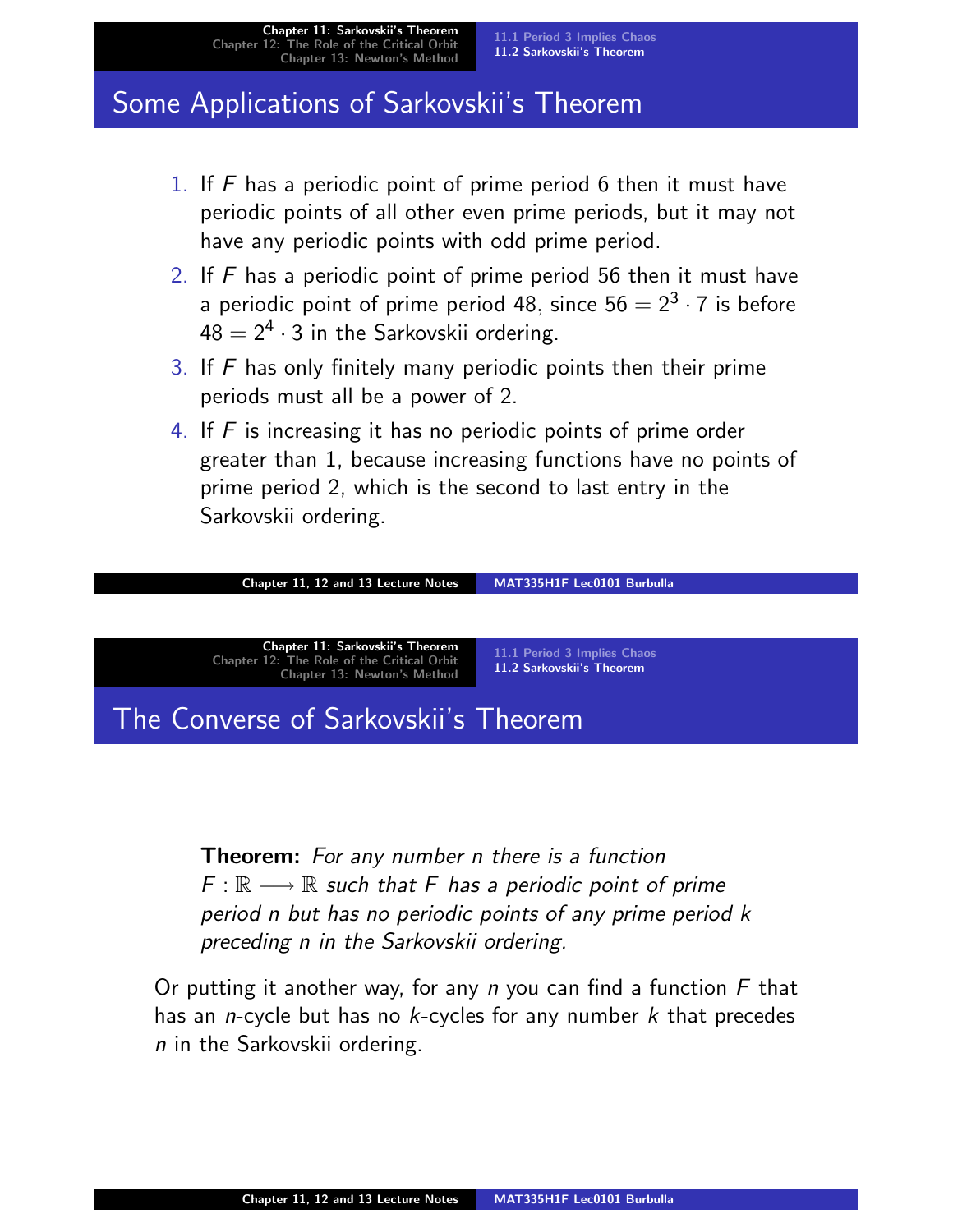## Some Applications of Sarkovskii's Theorem

1. If $F$ has a periodic point of prime period 6 then it must have periodic points of all other even prime periods, but it may not have any periodic points with odd prime period.
2. If $F$ has a periodic point of prime period 56 then it must have a periodic point of prime period 48, since $56 = 2^3 \cdot 7$ is before $48 = 2^4 \cdot 3$ in the Sarkovskii ordering.
3. If $F$ has only finitely many periodic points then their prime periods must all be a power of 2.
4. If $F$ is increasing it has no periodic points of prime order greater than 1, because increasing functions have no points of prime period 2, which is the second to last entry in the Sarkovskii ordering.

## The Converse of Sarkovskii's Theorem

**Theorem:** *For any number $n$ there is a function $F : \mathbb{R} \longrightarrow \mathbb{R}$ such that $F$ has a periodic point of prime period $n$ but has no periodic points of any prime period $k$ preceding $n$ in the Sarkovskii ordering.*

Or putting it another way, for any $n$ you can find a function $F$ that has an $n$-cycle but has no $k$-cycles for any number $k$ that precedes $n$ in the Sarkovskii ordering.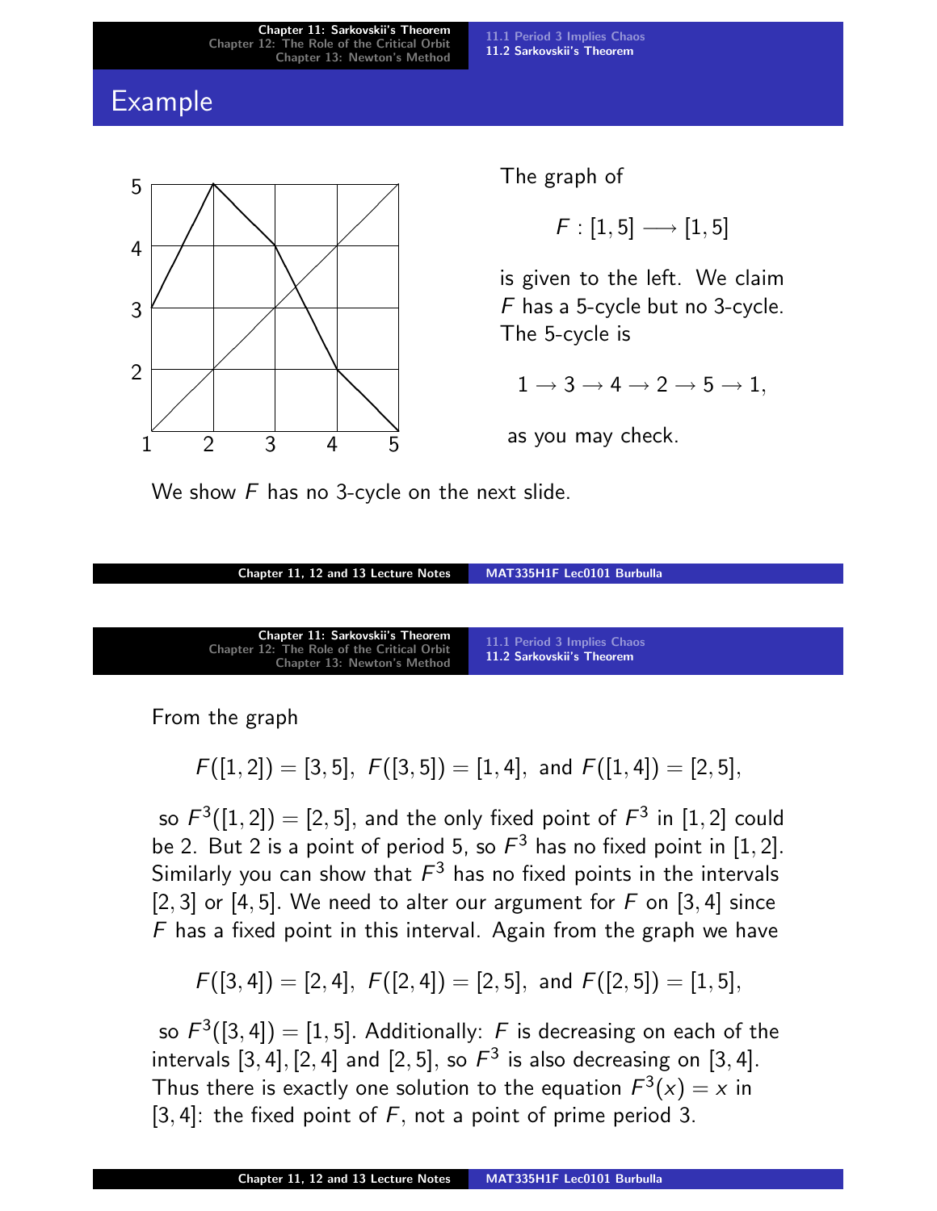## Example

The graph of

$$F : [1,5] \longrightarrow [1,5]$$

is given to the left. We claim $F$ has a 5-cycle but no 3-cycle. The 5-cycle is

$$1 \to 3 \to 4 \to 2 \to 5 \to 1,$$

as you may check.

We show $F$ has no 3-cycle on the next slide.

From the graph

$$F([1,2]) = [3,5], \; F([3,5]) = [1,4], \text{ and } F([1,4]) = [2,5],$$

so $F^3([1,2]) = [2,5]$, and the only fixed point of $F^3$ in $[1,2]$ could be 2. But 2 is a point of period 5, so $F^3$ has no fixed point in $[1,2]$. Similarly you can show that $F^3$ has no fixed points in the intervals $[2,3]$ or $[4,5]$. We need to alter our argument for $F$ on $[3,4]$ since $F$ has a fixed point in this interval. Again from the graph we have

$$F([3,4]) = [2,4], \; F([2,4]) = [2,5], \text{ and } F([2,5]) = [1,5],$$

so $F^3([3,4]) = [1,5]$. Additionally: $F$ is decreasing on each of the intervals $[3,4], [2,4]$ and $[2,5]$, so $F^3$ is also decreasing on $[3,4]$. Thus there is exactly one solution to the equation $F^3(x) = x$ in $[3,4]$: the fixed point of $F$, not a point of prime period 3.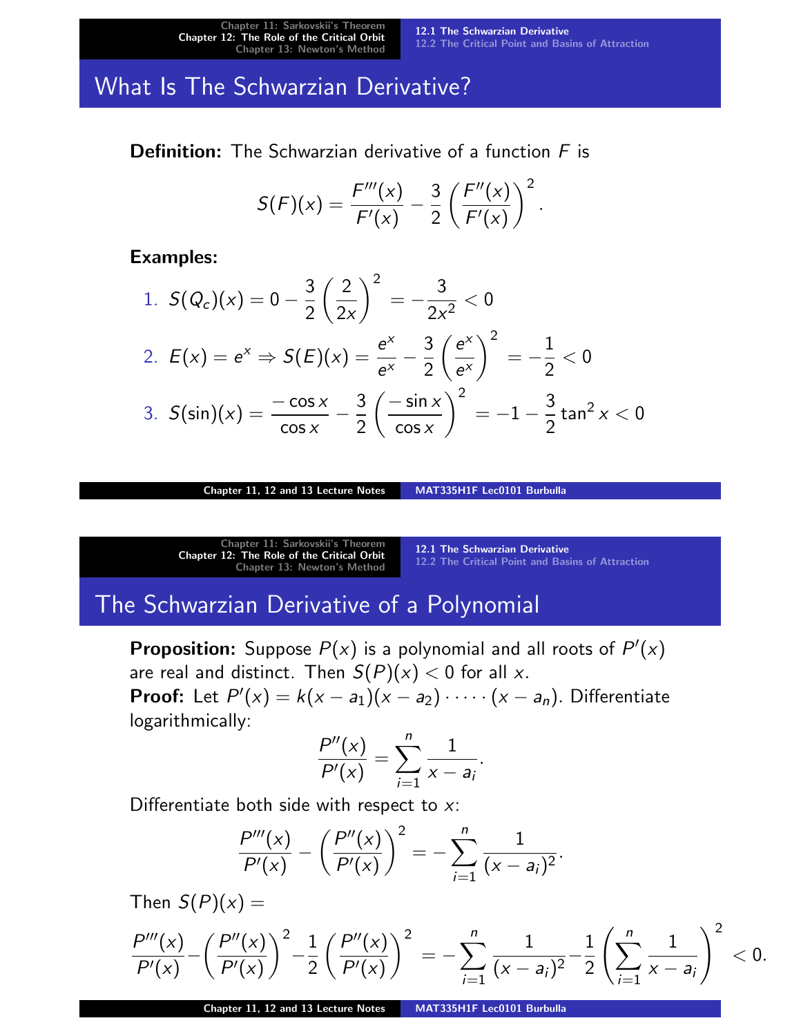## What Is The Schwarzian Derivative?

**Definition:** The Schwarzian derivative of a function $F$ is

$$S(F)(x) = \frac{F'''(x)}{F'(x)} - \frac{3}{2}\left(\frac{F''(x)}{F'(x)}\right)^2.$$

**Examples:**

1. $S(Q_c)(x) = 0 - \frac{3}{2}\left(\frac{2}{2x}\right)^2 = -\frac{3}{2x^2} < 0$
2. $E(x) = e^x \Rightarrow S(E)(x) = \frac{e^x}{e^x} - \frac{3}{2}\left(\frac{e^x}{e^x}\right)^2 = -\frac{1}{2} < 0$
3. $S(\sin)(x) = \frac{-\cos x}{\cos x} - \frac{3}{2}\left(\frac{-\sin x}{\cos x}\right)^2 = -1 - \frac{3}{2}\tan^2 x < 0$

## The Schwarzian Derivative of a Polynomial

**Proposition:** Suppose $P(x)$ is a polynomial and all roots of $P'(x)$ are real and distinct. Then $S(P)(x) < 0$ for all $x$.

**Proof:** Let $P'(x) = k(x - a_1)(x - a_2) \cdot \cdots \cdot (x - a_n)$. Differentiate logarithmically:

$$\frac{P''(x)}{P'(x)} = \sum_{i=1}^{n} \frac{1}{x - a_i}.$$

Differentiate both side with respect to $x$:

$$\frac{P'''(x)}{P'(x)} - \left(\frac{P''(x)}{P'(x)}\right)^2 = -\sum_{i=1}^{n} \frac{1}{(x - a_i)^2}.$$

Then $S(P)(x) =$

$$\frac{P'''(x)}{P'(x)} - \left(\frac{P''(x)}{P'(x)}\right)^2 - \frac{1}{2}\left(\frac{P''(x)}{P'(x)}\right)^2 = -\sum_{i=1}^{n} \frac{1}{(x - a_i)^2} - \frac{1}{2}\left(\sum_{i=1}^{n} \frac{1}{x - a_i}\right)^2 < 0.$$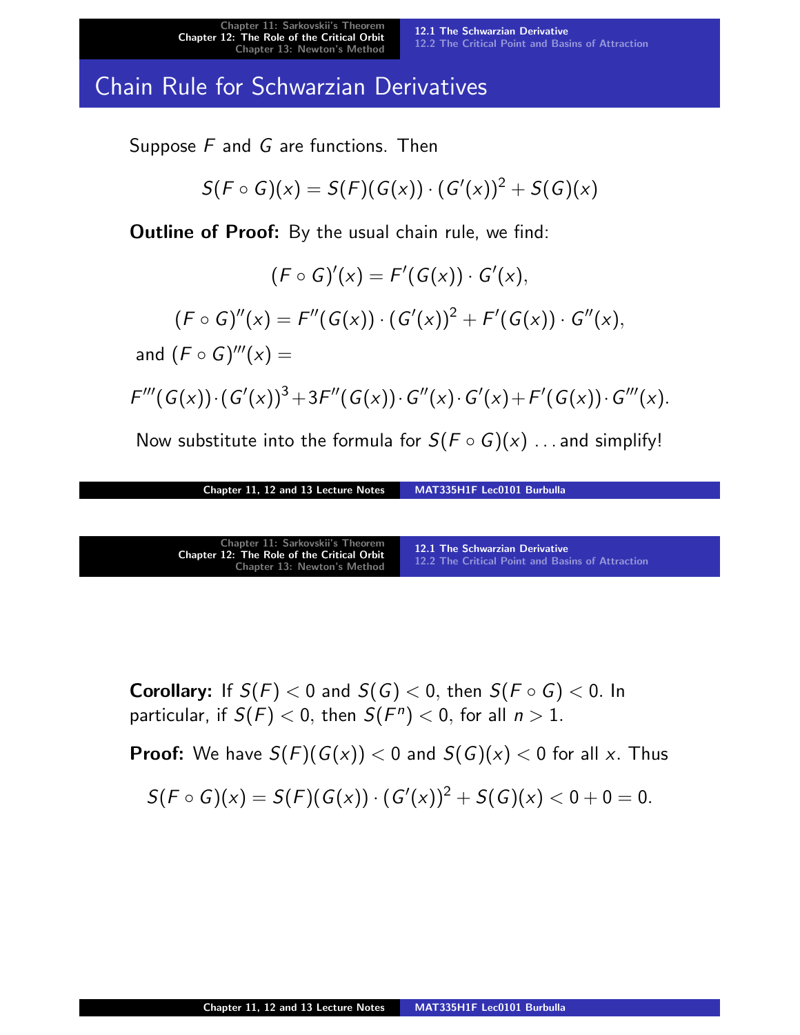## Chain Rule for Schwarzian Derivatives

Suppose $F$ and $G$ are functions. Then

$$S(F \circ G)(x) = S(F)(G(x)) \cdot (G'(x))^2 + S(G)(x)$$

**Outline of Proof:** By the usual chain rule, we find:

$$(F \circ G)'(x) = F'(G(x)) \cdot G'(x),$$

$$(F \circ G)''(x) = F''(G(x)) \cdot (G'(x))^2 + F'(G(x)) \cdot G''(x),$$

and $(F \circ G)'''(x) =$

$$F'''(G(x)) \cdot (G'(x))^3 + 3F''(G(x)) \cdot G''(x) \cdot G'(x) + F'(G(x)) \cdot G'''(x).$$

Now substitute into the formula for $S(F \circ G)(x)$ ... and simplify!

**Corollary:** If $S(F) < 0$ and $S(G) < 0$, then $S(F \circ G) < 0$. In particular, if $S(F) < 0$, then $S(F^n) < 0$, for all $n > 1$.

**Proof:** We have $S(F)(G(x)) < 0$ and $S(G)(x) < 0$ for all $x$. Thus

$$S(F \circ G)(x) = S(F)(G(x)) \cdot (G'(x))^2 + S(G)(x) < 0 + 0 = 0.$$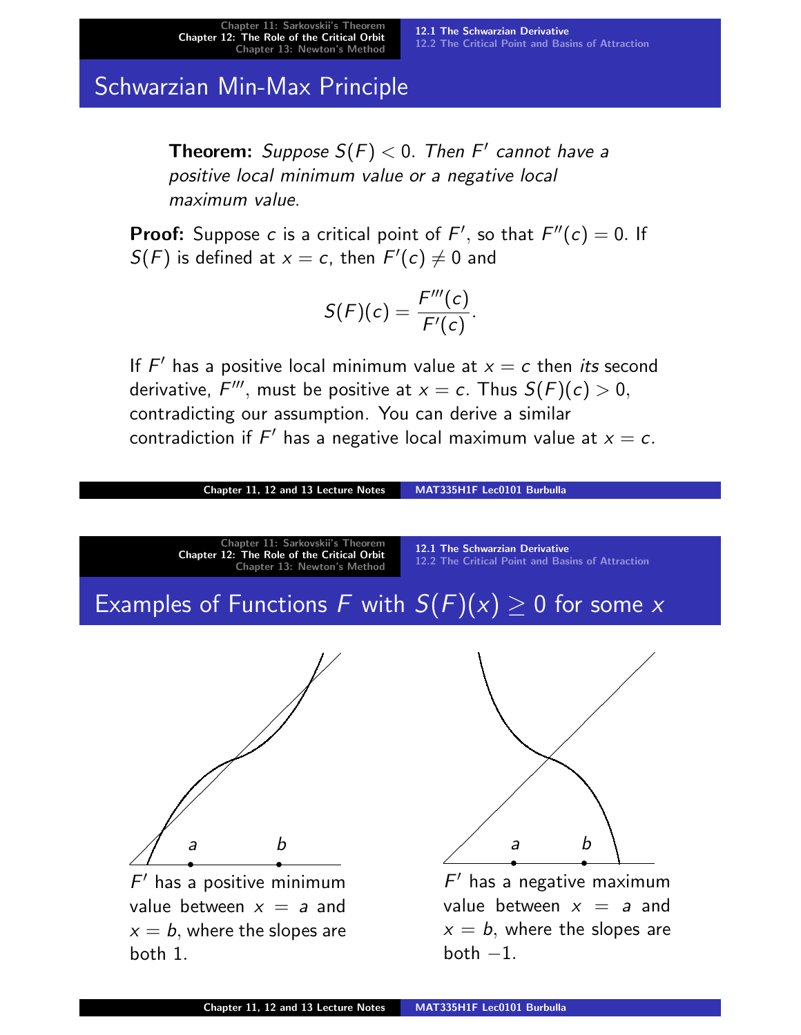## Schwarzian Min-Max Principle

**Theorem:** *Suppose $S(F) < 0$. Then $F'$ cannot have a positive local minimum value or a negative local maximum value.*

**Proof:** Suppose $c$ is a critical point of $F'$, so that $F''(c) = 0$. If $S(F)$ is defined at $x = c$, then $F'(c) \neq 0$ and

$$S(F)(c) = \frac{F'''(c)}{F'(c)}.$$

If $F'$ has a positive local minimum value at $x = c$ then *its* second derivative, $F'''$, must be positive at $x = c$. Thus $S(F)(c) > 0$, contradicting our assumption. You can derive a similar contradiction if $F'$ has a negative local maximum value at $x = c$.

## Examples of Functions $F$ with $S(F)(x) \geq 0$ for some $x$

$F'$ has a positive minimum value between $x = a$ and $x = b$, where the slopes are both 1.

$F'$ has a negative maximum value between $x = a$ and $x = b$, where the slopes are both $-1$.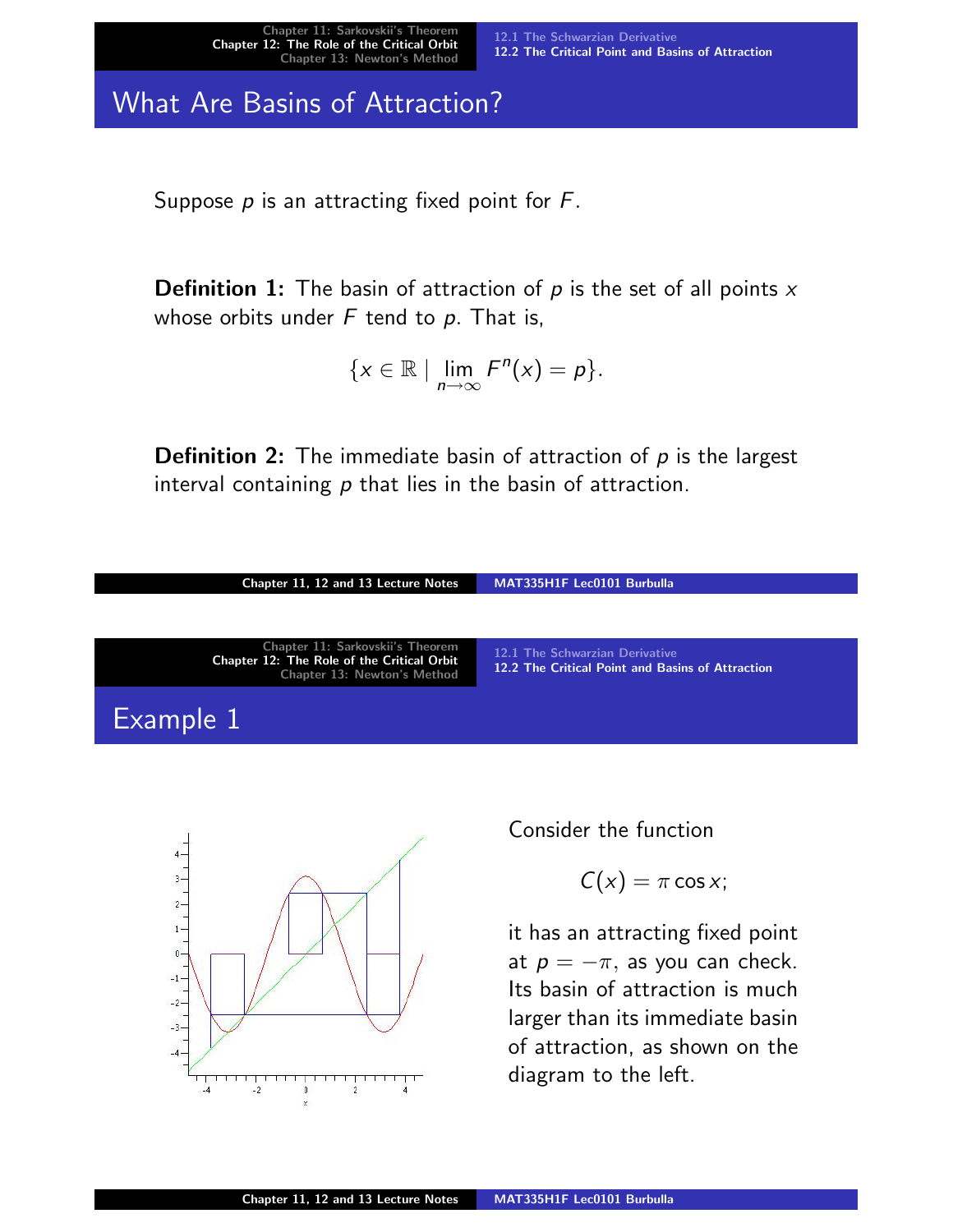## What Are Basins of Attraction?

Suppose $p$ is an attracting fixed point for $F$.

**Definition 1:** The basin of attraction of $p$ is the set of all points $x$ whose orbits under $F$ tend to $p$. That is,

$$\{x \in \mathbb{R} \mid \lim_{n\to\infty} F^n(x) = p\}.$$

**Definition 2:** The immediate basin of attraction of $p$ is the largest interval containing $p$ that lies in the basin of attraction.

## Example 1

Consider the function

$$C(x) = \pi \cos x;$$

it has an attracting fixed point at $p = -\pi$, as you can check. Its basin of attraction is much larger than its immediate basin of attraction, as shown on the diagram to the left.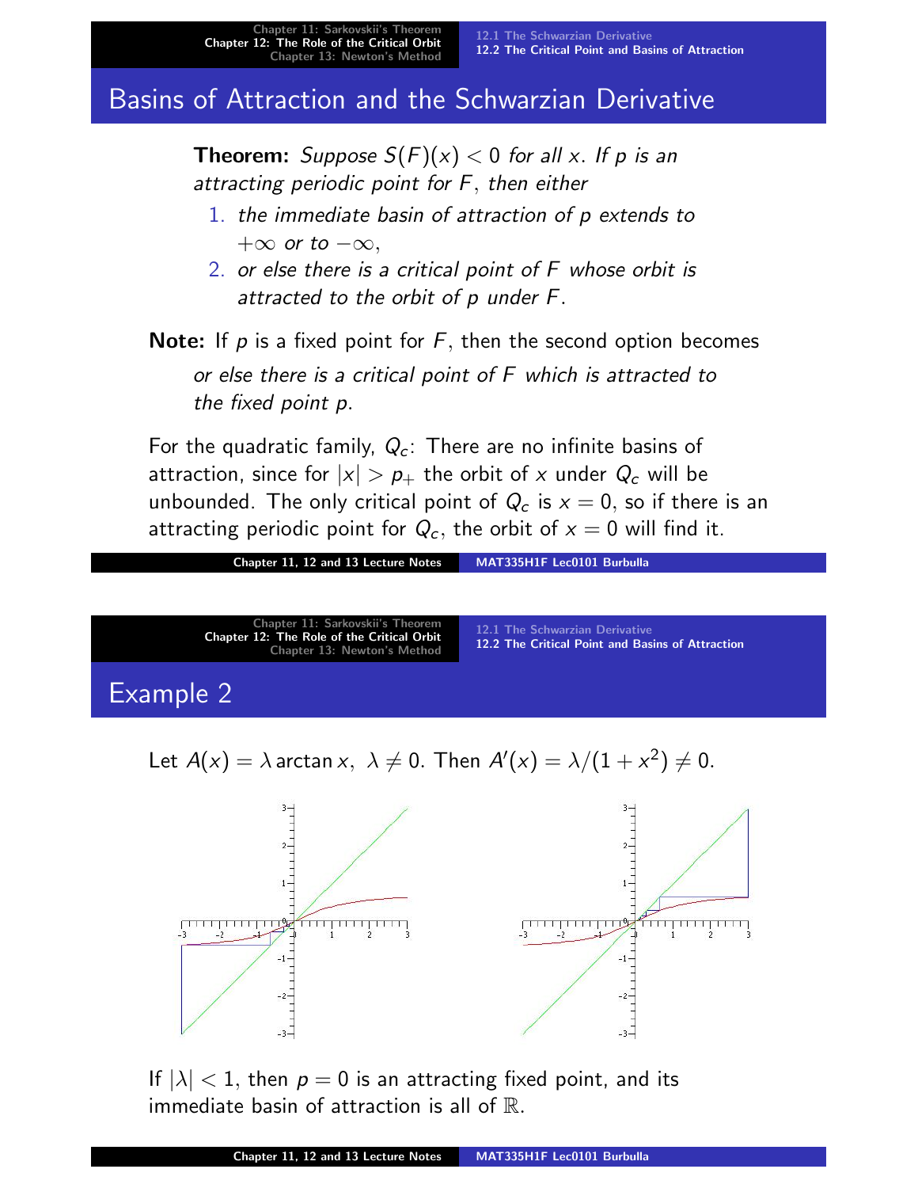## Basins of Attraction and the Schwarzian Derivative

**Theorem:** *Suppose $S(F)(x) < 0$ for all $x$. If $p$ is an attracting periodic point for $F$, then either*

1. *the immediate basin of attraction of $p$ extends to $+\infty$ or to $-\infty$,*
2. *or else there is a critical point of $F$ whose orbit is attracted to the orbit of $p$ under $F$.*

**Note:** If $p$ is a fixed point for $F$, then the second option becomes

*or else there is a critical point of $F$ which is attracted to the fixed point $p$.*

For the quadratic family, $Q_c$: There are no infinite basins of attraction, since for $|x| > p_+$ the orbit of $x$ under $Q_c$ will be unbounded. The only critical point of $Q_c$ is $x = 0$, so if there is an attracting periodic point for $Q_c$, the orbit of $x = 0$ will find it.

## Example 2

Let $A(x) = \lambda \arctan x,\ \lambda \neq 0$. Then $A'(x) = \lambda/(1 + x^2) \neq 0$.

If $|\lambda| < 1$, then $p = 0$ is an attracting fixed point, and its immediate basin of attraction is all of $\mathbb{R}$.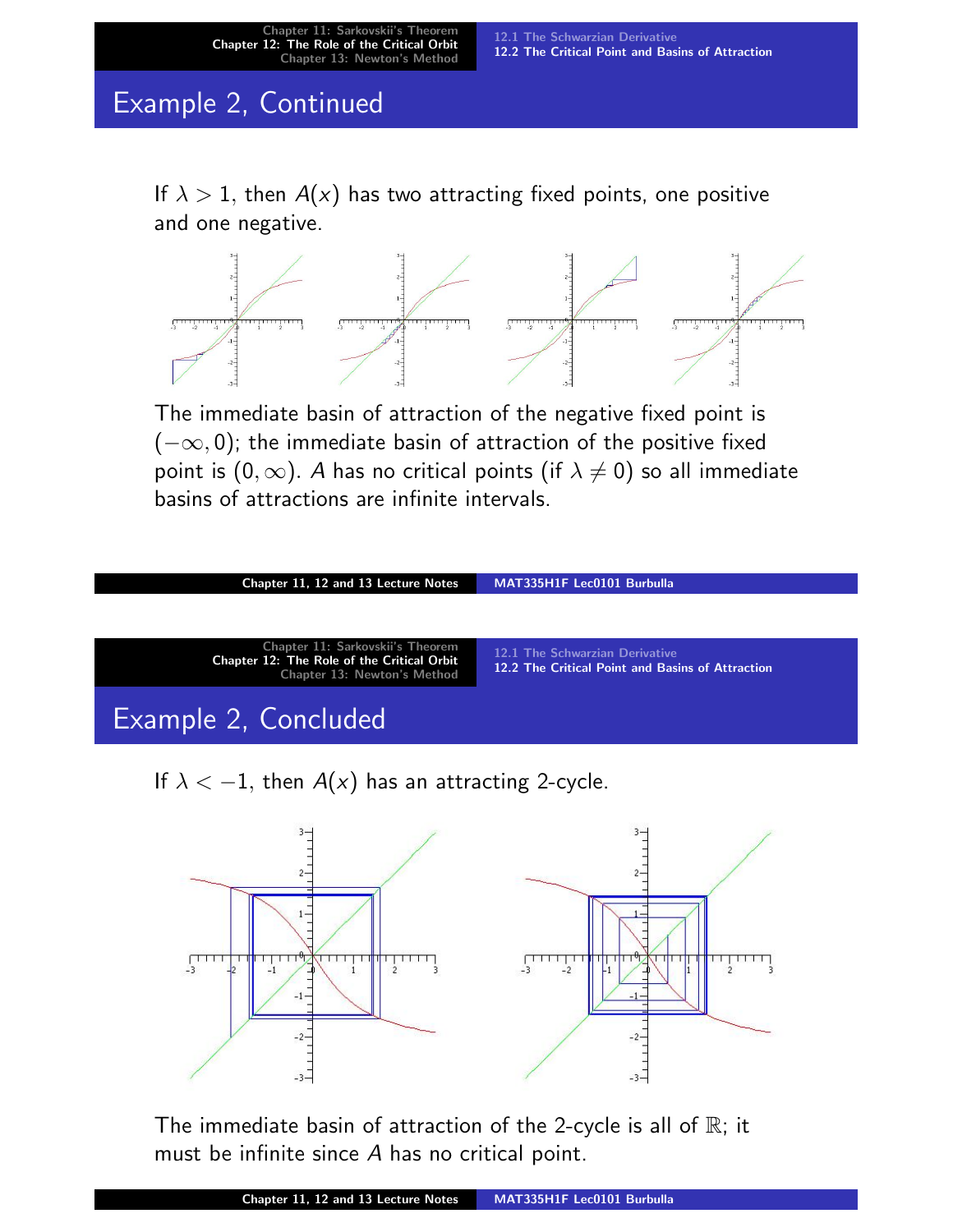## Example 2, Continued

If $\lambda > 1$, then $A(x)$ has two attracting fixed points, one positive and one negative.

The immediate basin of attraction of the negative fixed point is $(-\infty, 0)$; the immediate basin of attraction of the positive fixed point is $(0, \infty)$. $A$ has no critical points (if $\lambda \neq 0$) so all immediate basins of attractions are infinite intervals.

## Example 2, Concluded

If $\lambda < -1$, then $A(x)$ has an attracting 2-cycle.

The immediate basin of attraction of the 2-cycle is all of $\mathbb{R}$; it must be infinite since $A$ has no critical point.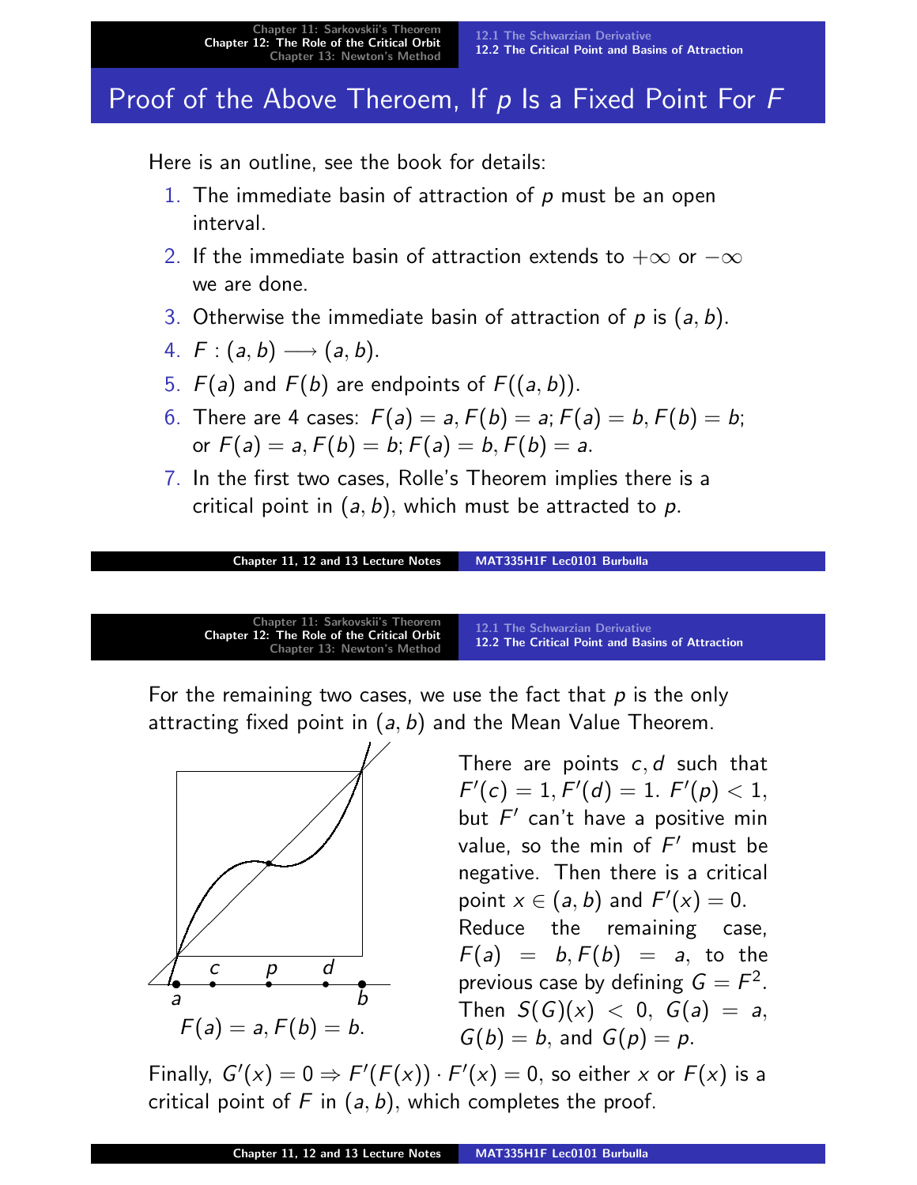# Proof of the Above Theroem, If $p$ Is a Fixed Point For $F$

Here is an outline, see the book for details:

1. The immediate basin of attraction of $p$ must be an open interval.
2. If the immediate basin of attraction extends to $+\infty$ or $-\infty$ we are done.
3. Otherwise the immediate basin of attraction of $p$ is $(a, b)$.
4. $F : (a, b) \longrightarrow (a, b)$.
5. $F(a)$ and $F(b)$ are endpoints of $F((a, b))$.
6. There are 4 cases: $F(a) = a, F(b) = a$; $F(a) = b, F(b) = b$; or $F(a) = a, F(b) = b$; $F(a) = b, F(b) = a$.
7. In the first two cases, Rolle's Theorem implies there is a critical point in $(a, b)$, which must be attracted to $p$.

---

For the remaining two cases, we use the fact that $p$ is the only attracting fixed point in $(a, b)$ and the Mean Value Theorem.

$F(a) = a, F(b) = b.$

There are points $c, d$ such that $F'(c) = 1, F'(d) = 1$. $F'(p) < 1$, but $F'$ can't have a positive min value, so the min of $F'$ must be negative. Then there is a critical point $x \in (a, b)$ and $F'(x) = 0$. Reduce the remaining case, $F(a) = b, F(b) = a$, to the previous case by defining $G = F^2$. Then $S(G)(x) < 0$, $G(a) = a$, $G(b) = b$, and $G(p) = p$.

Finally, $G'(x) = 0 \Rightarrow F'(F(x)) \cdot F'(x) = 0$, so either $x$ or $F(x)$ is a critical point of $F$ in $(a, b)$, which completes the proof.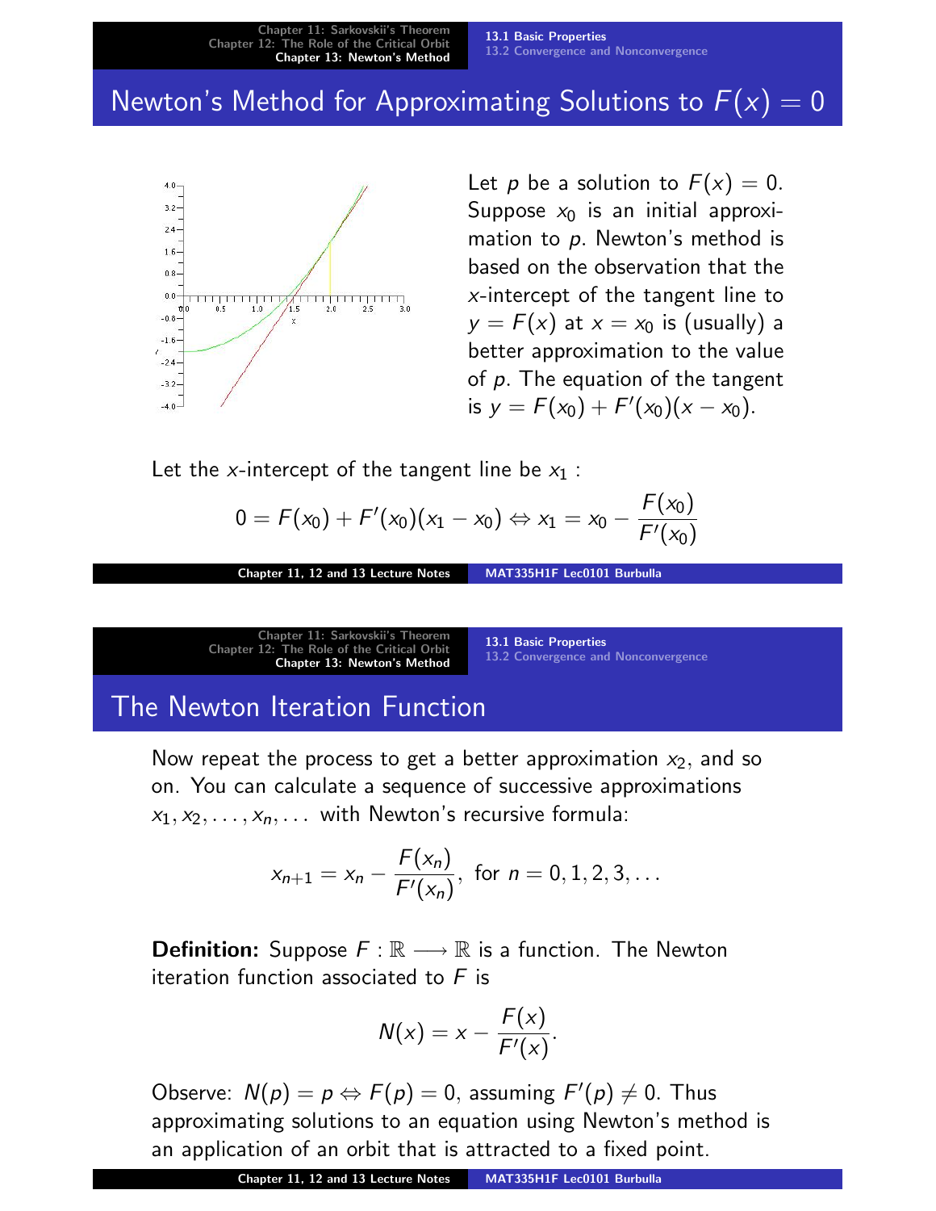## Newton's Method for Approximating Solutions to $F(x) = 0$

Let $p$ be a solution to $F(x) = 0$. Suppose $x_0$ is an initial approximation to $p$. Newton's method is based on the observation that the $x$-intercept of the tangent line to $y = F(x)$ at $x = x_0$ is (usually) a better approximation to the value of $p$. The equation of the tangent is $y = F(x_0) + F'(x_0)(x - x_0)$.

Let the $x$-intercept of the tangent line be $x_1$ :

$$0 = F(x_0) + F'(x_0)(x_1 - x_0) \Leftrightarrow x_1 = x_0 - \frac{F(x_0)}{F'(x_0)}$$

## The Newton Iteration Function

Now repeat the process to get a better approximation $x_2$, and so on. You can calculate a sequence of successive approximations $x_1, x_2, \ldots, x_n, \ldots$ with Newton's recursive formula:

$$x_{n+1} = x_n - \frac{F(x_n)}{F'(x_n)}, \text{ for } n = 0, 1, 2, 3, \ldots$$

**Definition:** Suppose $F : \mathbb{R} \longrightarrow \mathbb{R}$ is a function. The Newton iteration function associated to $F$ is

$$N(x) = x - \frac{F(x)}{F'(x)}.$$

Observe: $N(p) = p \Leftrightarrow F(p) = 0$, assuming $F'(p) \neq 0$. Thus approximating solutions to an equation using Newton's method is an application of an orbit that is attracted to a fixed point.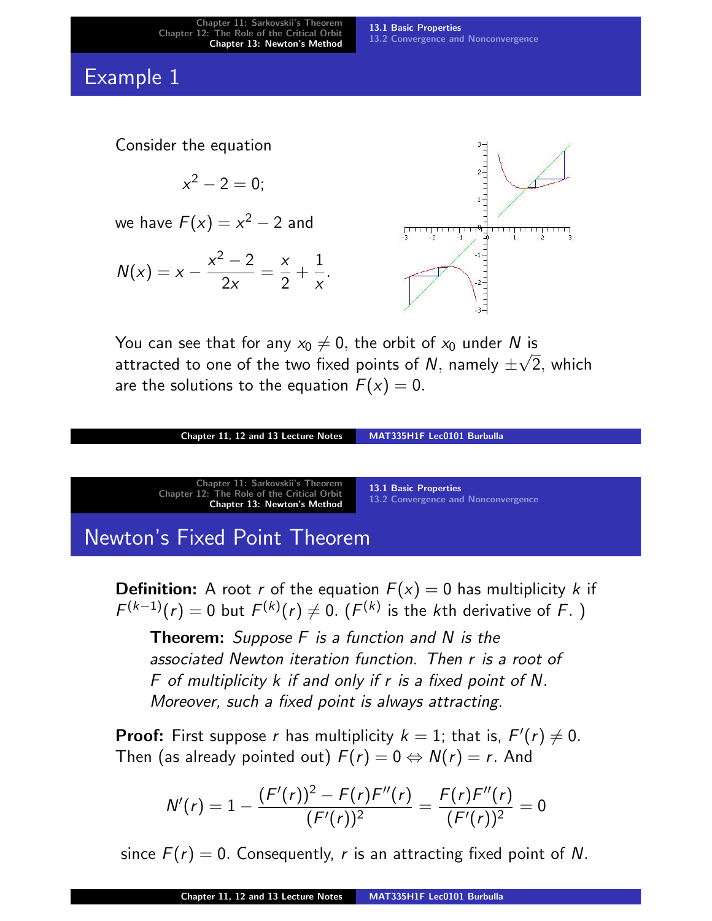## Example 1

Consider the equation

$$x^2 - 2 = 0;$$

we have $F(x) = x^2 - 2$ and

$$N(x) = x - \frac{x^2 - 2}{2x} = \frac{x}{2} + \frac{1}{x}.$$

You can see that for any $x_0 \neq 0$, the orbit of $x_0$ under $N$ is attracted to one of the two fixed points of $N$, namely $\pm\sqrt{2}$, which are the solutions to the equation $F(x) = 0$.

## Newton's Fixed Point Theorem

**Definition:** A root $r$ of the equation $F(x) = 0$ has multiplicity $k$ if $F^{(k-1)}(r) = 0$ but $F^{(k)}(r) \neq 0$. ($F^{(k)}$ is the $k$th derivative of $F$. )

> **Theorem:** *Suppose $F$ is a function and $N$ is the associated Newton iteration function. Then $r$ is a root of $F$ of multiplicity $k$ if and only if $r$ is a fixed point of $N$. Moreover, such a fixed point is always attracting.*

**Proof:** First suppose $r$ has multiplicity $k = 1$; that is, $F'(r) \neq 0$. Then (as already pointed out) $F(r) = 0 \Leftrightarrow N(r) = r$. And

$$N'(r) = 1 - \frac{(F'(r))^2 - F(r)F''(r)}{(F'(r))^2} = \frac{F(r)F''(r)}{(F'(r))^2} = 0$$

since $F(r) = 0$. Consequently, $r$ is an attracting fixed point of $N$.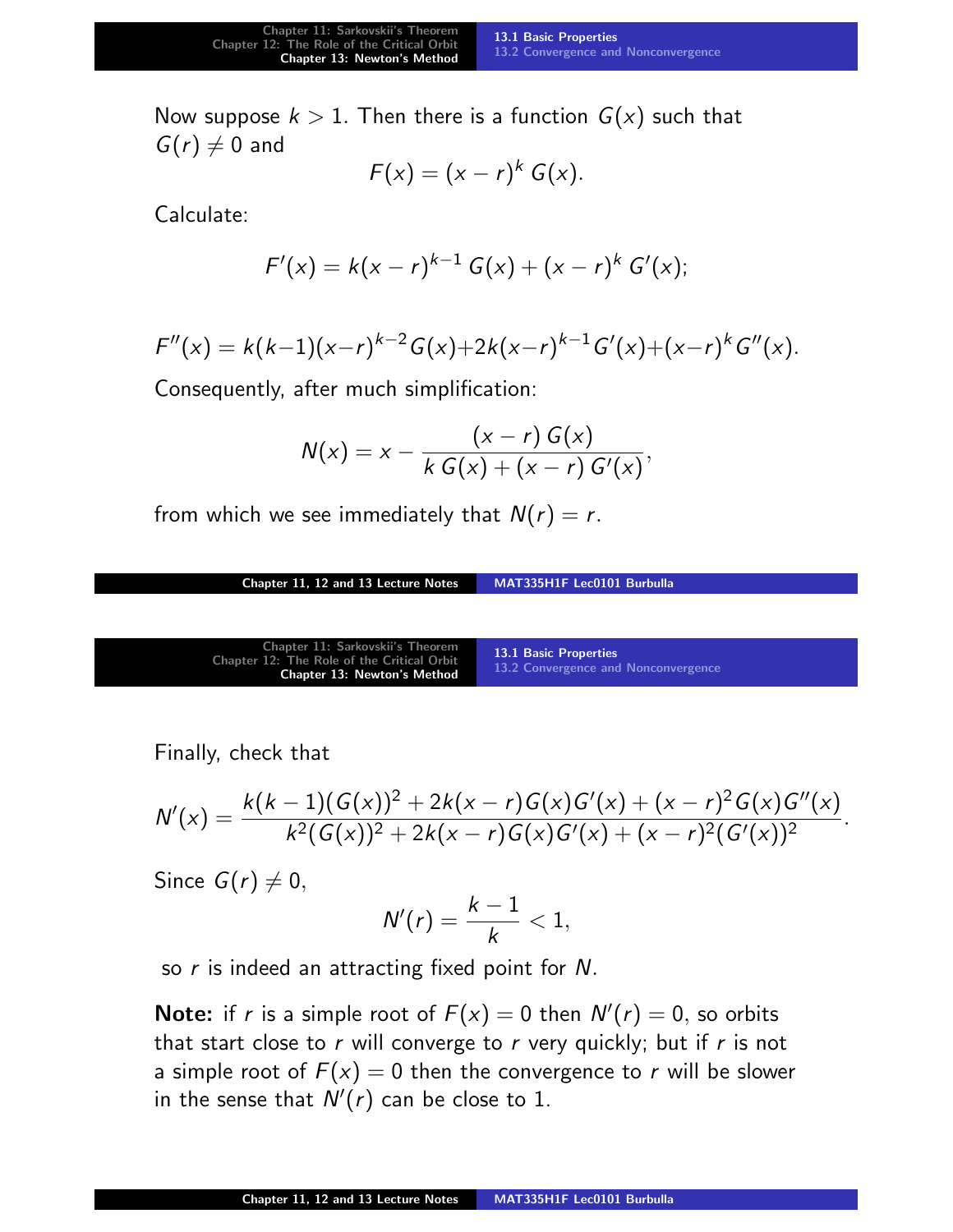Now suppose $k > 1$. Then there is a function $G(x)$ such that $G(r) \neq 0$ and

$$F(x) = (x - r)^k \, G(x).$$

Calculate:

$$F'(x) = k(x - r)^{k-1} \, G(x) + (x - r)^k \, G'(x);$$

$$F''(x) = k(k-1)(x-r)^{k-2} G(x) + 2k(x-r)^{k-1} G'(x) + (x-r)^k G''(x).$$

Consequently, after much simplification:

$$N(x) = x - \frac{(x - r)\, G(x)}{k\, G(x) + (x - r)\, G'(x)},$$

from which we see immediately that $N(r) = r$.

Finally, check that

$$N'(x) = \frac{k(k-1)(G(x))^2 + 2k(x-r)G(x)G'(x) + (x-r)^2 G(x)G''(x)}{k^2(G(x))^2 + 2k(x-r)G(x)G'(x) + (x-r)^2(G'(x))^2}.$$

Since $G(r) \neq 0$,

$$N'(r) = \frac{k-1}{k} < 1,$$

so $r$ is indeed an attracting fixed point for $N$.

**Note:** if $r$ is a simple root of $F(x) = 0$ then $N'(r) = 0$, so orbits that start close to $r$ will converge to $r$ very quickly; but if $r$ is not a simple root of $F(x) = 0$ then the convergence to $r$ will be slower in the sense that $N'(r)$ can be close to 1.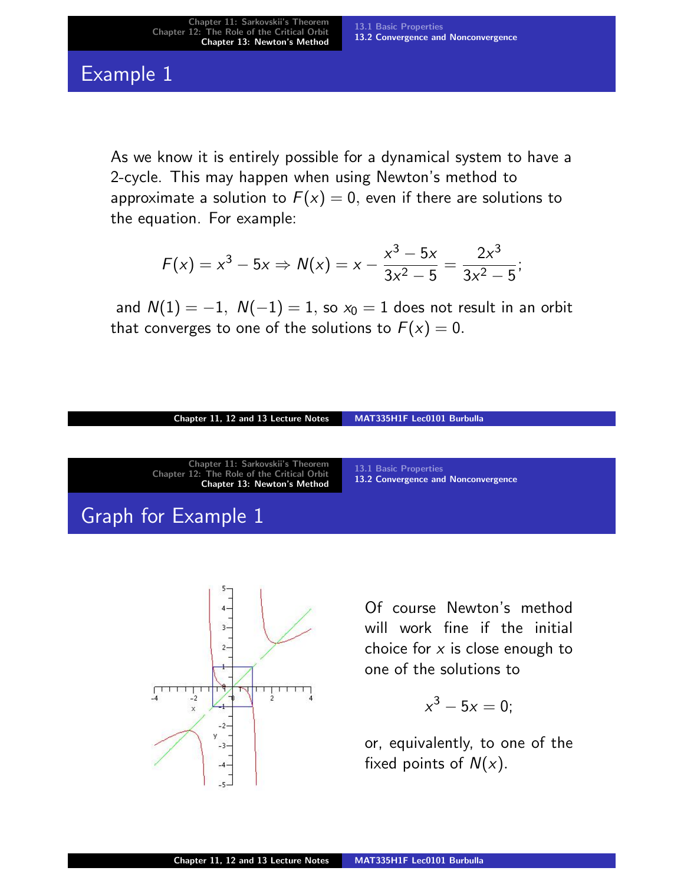## Example 1

As we know it is entirely possible for a dynamical system to have a 2-cycle. This may happen when using Newton's method to approximate a solution to $F(x) = 0$, even if there are solutions to the equation. For example:

$$F(x) = x^3 - 5x \Rightarrow N(x) = x - \frac{x^3 - 5x}{3x^2 - 5} = \frac{2x^3}{3x^2 - 5};$$

and $N(1) = -1, \ N(-1) = 1$, so $x_0 = 1$ does not result in an orbit that converges to one of the solutions to $F(x) = 0$.

## Graph for Example 1

Of course Newton's method will work fine if the initial choice for $x$ is close enough to one of the solutions to

$$x^3 - 5x = 0;$$

or, equivalently, to one of the fixed points of $N(x)$.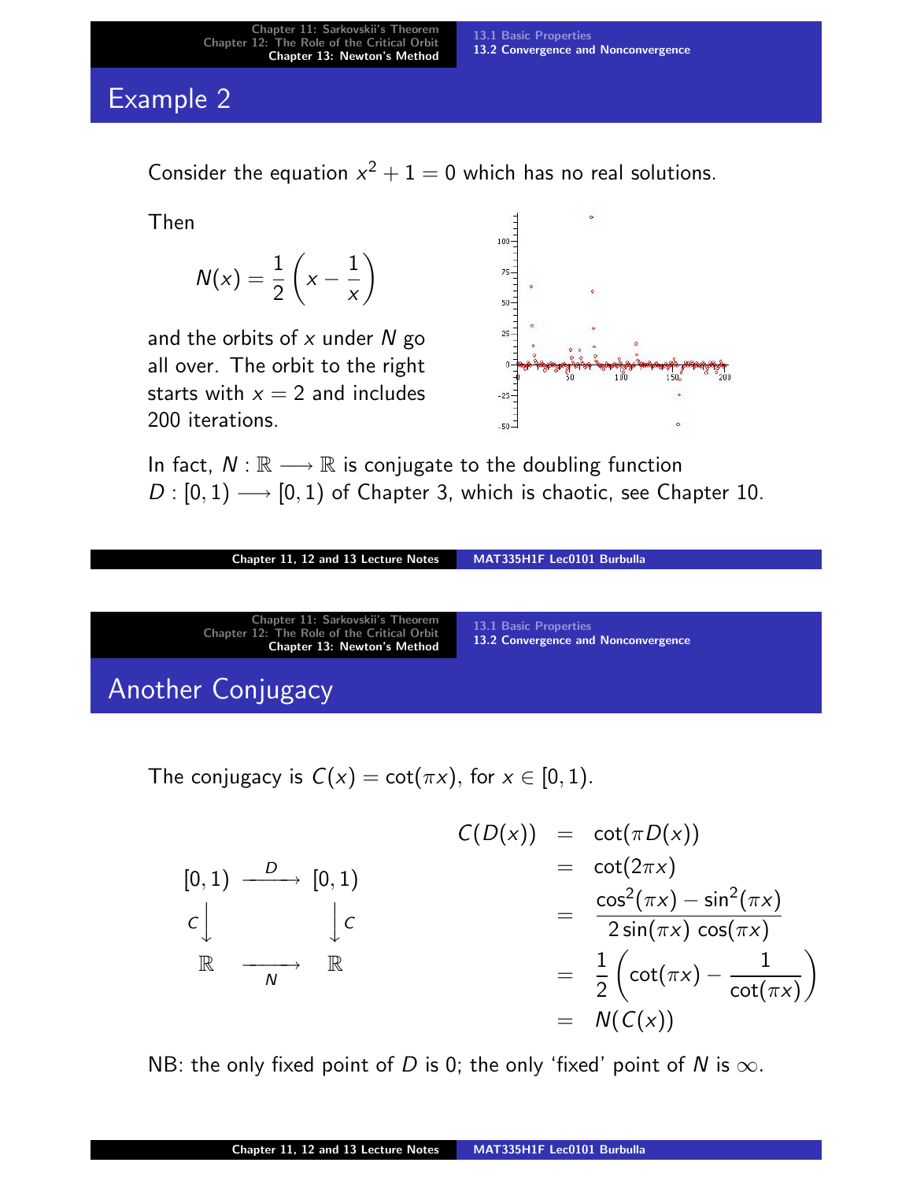## Example 2

Consider the equation $x^2 + 1 = 0$ which has no real solutions.

Then

$$N(x) = \frac{1}{2}\left(x - \frac{1}{x}\right)$$

and the orbits of $x$ under $N$ go all over. The orbit to the right starts with $x = 2$ and includes 200 iterations.

In fact, $N : \mathbb{R} \longrightarrow \mathbb{R}$ is conjugate to the doubling function $D : [0, 1) \longrightarrow [0, 1)$ of Chapter 3, which is chaotic, see Chapter 10.

## Another Conjugacy

The conjugacy is $C(x) = \cot(\pi x)$, for $x \in [0, 1)$.

$$\begin{array}{ccc} [0,1) & \xrightarrow{D} & [0,1) \\ C\downarrow & & \downarrow C \\ \mathbb{R} & \xrightarrow[N]{} & \mathbb{R} \end{array}$$

$$\begin{aligned} C(D(x)) &= \cot(\pi D(x)) \\ &= \cot(2\pi x) \\ &= \frac{\cos^2(\pi x) - \sin^2(\pi x)}{2\sin(\pi x)\cos(\pi x)} \\ &= \frac{1}{2}\left(\cot(\pi x) - \frac{1}{\cot(\pi x)}\right) \\ &= N(C(x)) \end{aligned}$$

NB: the only fixed point of $D$ is 0; the only 'fixed' point of $N$ is $\infty$.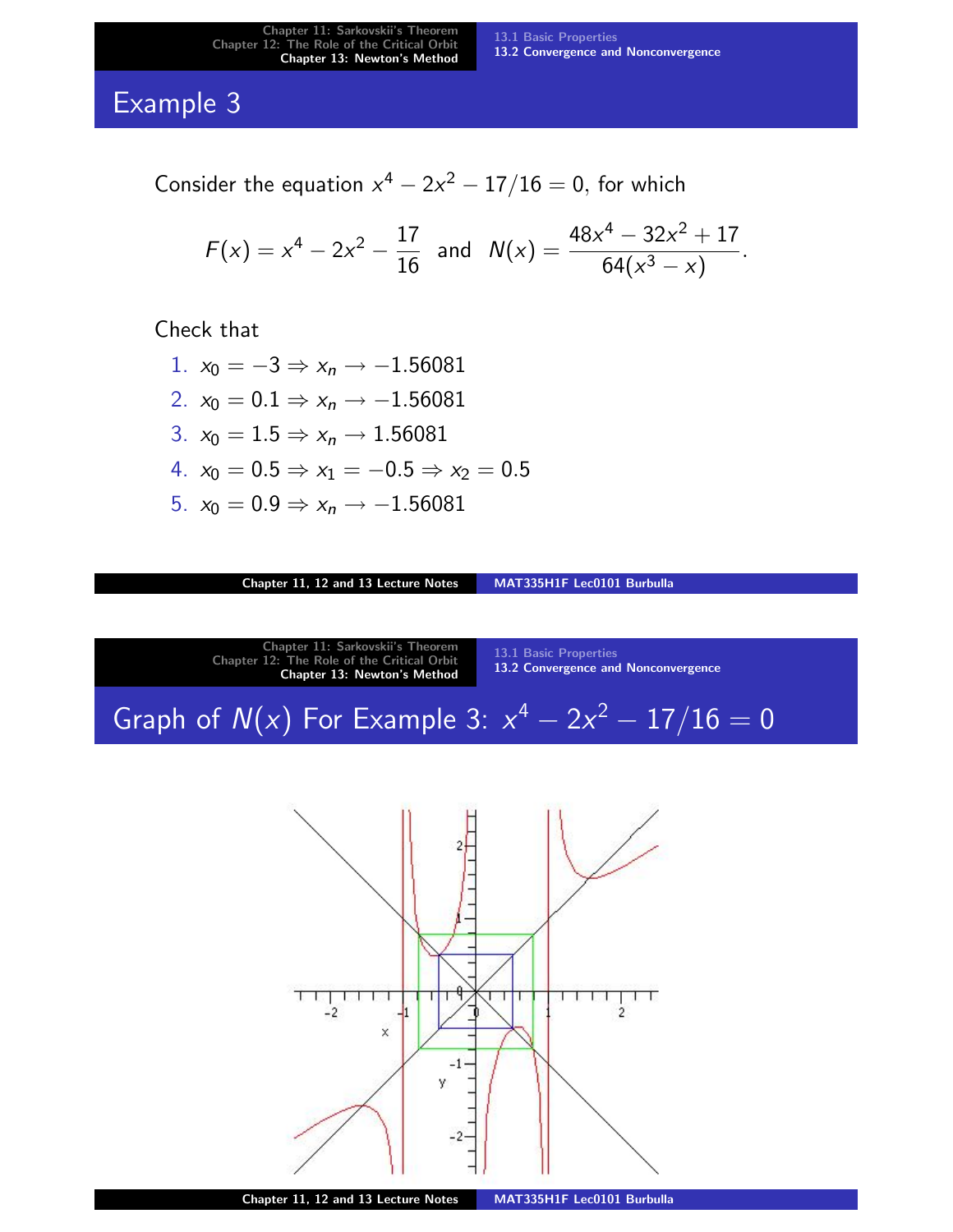## Example 3

Consider the equation $x^4 - 2x^2 - 17/16 = 0$, for which

$$F(x) = x^4 - 2x^2 - \frac{17}{16} \quad \text{and} \quad N(x) = \frac{48x^4 - 32x^2 + 17}{64(x^3 - x)}.$$

Check that

1. $x_0 = -3 \Rightarrow x_n \to -1.56081$
2. $x_0 = 0.1 \Rightarrow x_n \to -1.56081$
3. $x_0 = 1.5 \Rightarrow x_n \to 1.56081$
4. $x_0 = 0.5 \Rightarrow x_1 = -0.5 \Rightarrow x_2 = 0.5$
5. $x_0 = 0.9 \Rightarrow x_n \to -1.56081$

## Graph of $N(x)$ For Example 3: $x^4 - 2x^2 - 17/16 = 0$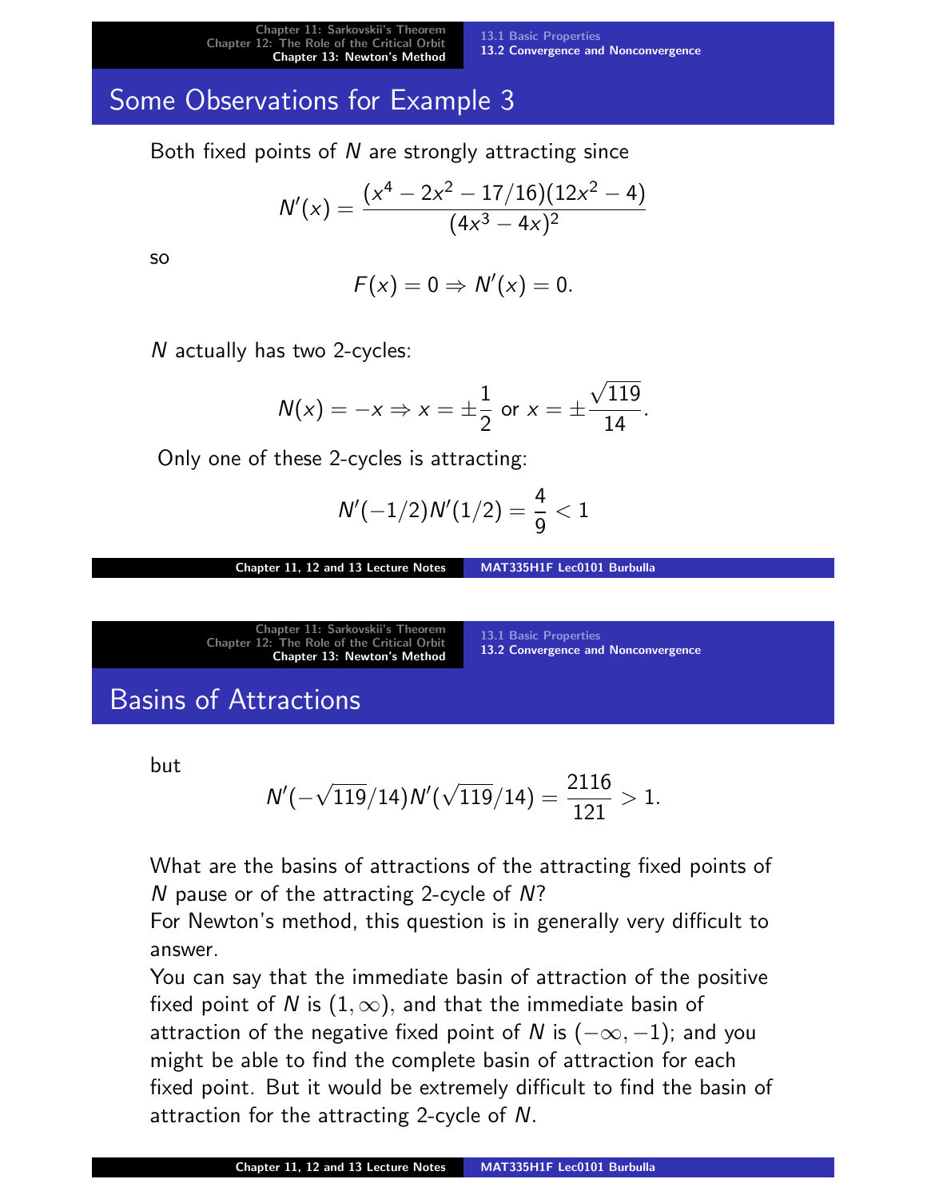## Some Observations for Example 3

Both fixed points of $N$ are strongly attracting since

$$N'(x) = \frac{(x^4 - 2x^2 - 17/16)(12x^2 - 4)}{(4x^3 - 4x)^2}$$

so

$$F(x) = 0 \Rightarrow N'(x) = 0.$$

$N$ actually has two 2-cycles:

$$N(x) = -x \Rightarrow x = \pm\frac{1}{2} \text{ or } x = \pm\frac{\sqrt{119}}{14}.$$

Only one of these 2-cycles is attracting:

$$N'(-1/2)N'(1/2) = \frac{4}{9} < 1$$

## Basins of Attractions

but

$$N'(-\sqrt{119}/14)N'(\sqrt{119}/14) = \frac{2116}{121} > 1.$$

What are the basins of attractions of the attracting fixed points of $N$ pause or of the attracting 2-cycle of $N$?

For Newton's method, this question is in generally very difficult to answer.

You can say that the immediate basin of attraction of the positive fixed point of $N$ is $(1, \infty)$, and that the immediate basin of attraction of the negative fixed point of $N$ is $(-\infty, -1)$; and you might be able to find the complete basin of attraction for each fixed point. But it would be extremely difficult to find the basin of attraction for the attracting 2-cycle of $N$.